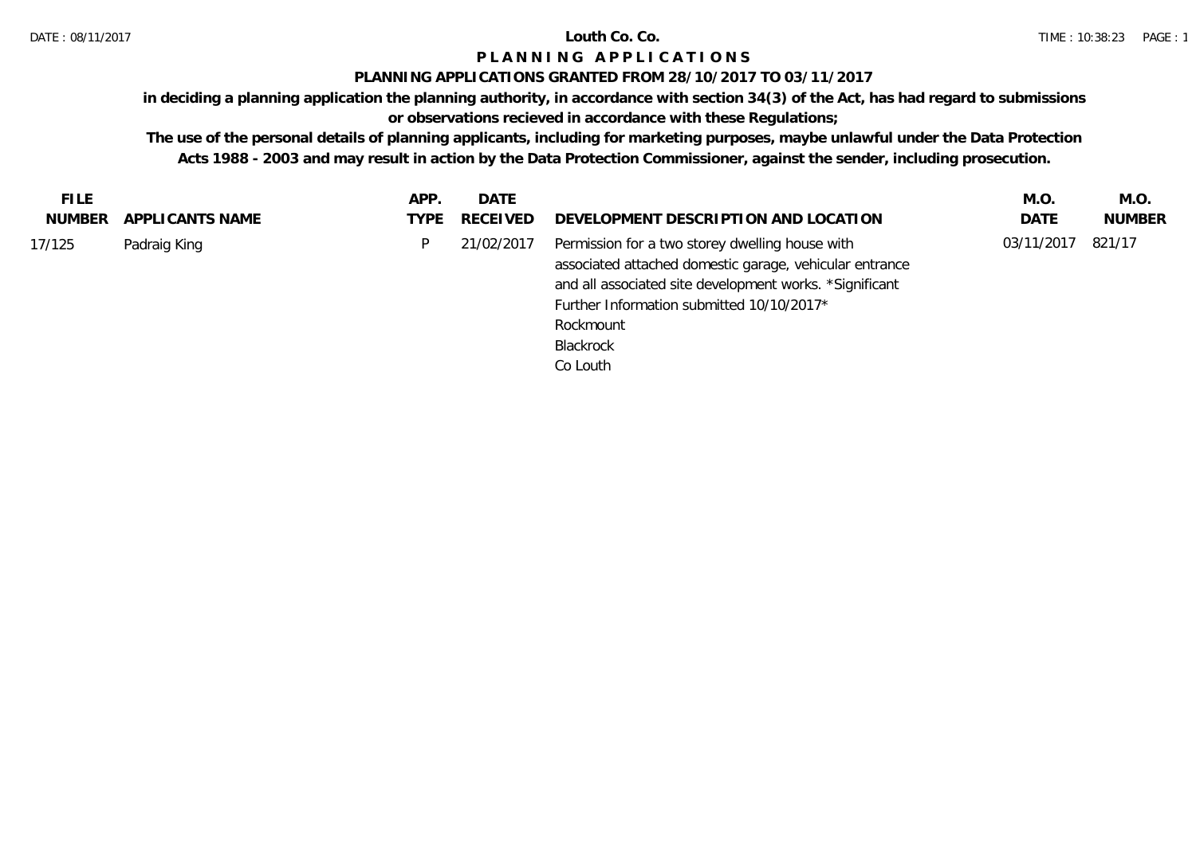# Louth Co. Co.

## P L A N N I N G   A P P L I C A T I O N S

**PLANNING APPLICATIONS GRANTED FROM 28/10/2017 TO 03/11/2017**

**in deciding a planning application the planning authority, in accordance with section 34(3) of the Act, has had regard to submissions or observations recieved in accordance with these Regulations;**

**The use of the personal details of planning applicants, including for marketing purposes, maybe unlawful under the Data Protection Acts 1988 - 2003 and may result in action by the Data Protection Commissioner, against the sender, including prosecution.**

| FILE NUMBER | APPLICANTS NAME | APP. TYPE | DATE RECEIVED | DEVELOPMENT DESCRIPTION AND LOCATION | M.O. DATE | M.O. NUMBER |
|---|---|---|---|---|---|---|
| 17/125 | Padraig King | P | 21/02/2017 | Permission for a two storey dwelling house with associated attached domestic garage, vehicular entrance and all associated site development works. *Significant Further Information submitted 10/10/2017* Rockmount Blackrock Co Louth | 03/11/2017 | 821/17 |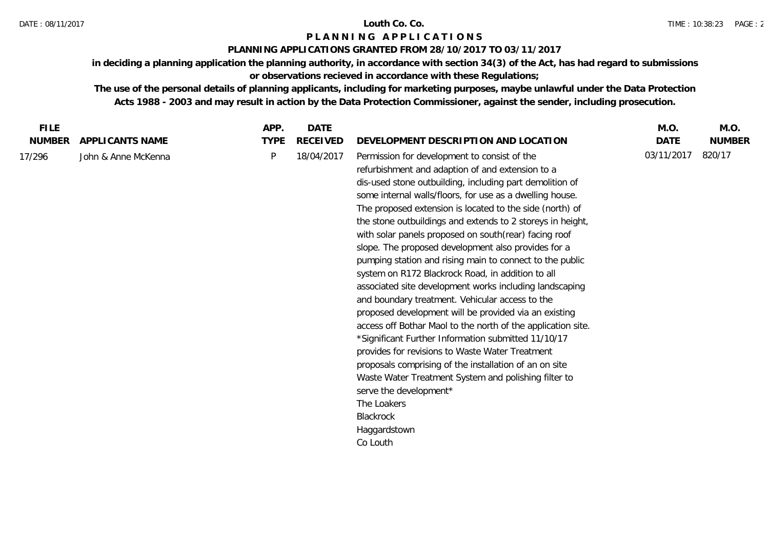**Louth Co. Co.**

# P L A N N I N G   A P P L I C A T I O N S

## PLANNING APPLICATIONS GRANTED FROM 28/10/2017 TO 03/11/2017

**in deciding a planning application the planning authority, in accordance with section 34(3) of the Act, has had regard to submissions or observations recieved in accordance with these Regulations;**

**The use of the personal details of planning applicants, including for marketing purposes, maybe unlawful under the Data Protection Acts 1988 - 2003 and may result in action by the Data Protection Commissioner, against the sender, including prosecution.**

| FILE NUMBER | APPLICANTS NAME | APP. TYPE | DATE RECEIVED | DEVELOPMENT DESCRIPTION AND LOCATION | M.O. DATE | M.O. NUMBER |
|---|---|---|---|---|---|---|
| 17/296 | John & Anne McKenna | P | 18/04/2017 | Permission for development to consist of the refurbishment and adaption of and extension to a dis-used stone outbuilding, including part demolition of some internal walls/floors, for use as a dwelling house. The proposed extension is located to the side (north) of the stone outbuildings and extends to 2 storeys in height, with solar panels proposed on south(rear) facing roof slope. The proposed development also provides for a pumping station and rising main to connect to the public system on R172 Blackrock Road, in addition to all associated site development works including landscaping and boundary treatment. Vehicular access to the proposed development will be provided via an existing access off Bothar Maol to the north of the application site. *Significant Further Information submitted 11/10/17 provides for revisions to Waste Water Treatment proposals comprising of the installation of an on site Waste Water Treatment System and polishing filter to serve the development* The Loakers Blackrock Haggardstown Co Louth | 03/11/2017 | 820/17 |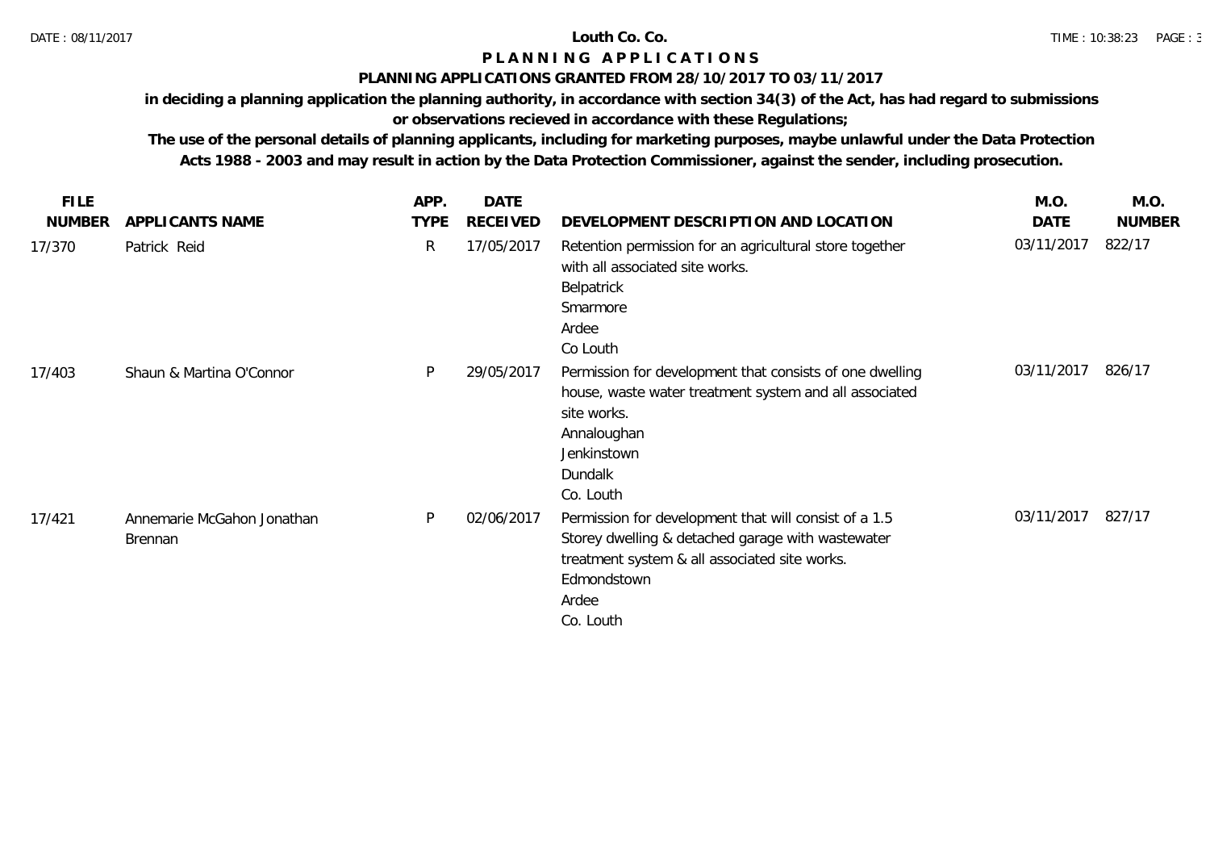**Louth Co. Co.**

# PLANNING APPLICATIONS

## PLANNING APPLICATIONS GRANTED FROM 28/10/2017 TO 03/11/2017

**in deciding a planning application the planning authority, in accordance with section 34(3) of the Act, has had regard to submissions or observations recieved in accordance with these Regulations;**

**The use of the personal details of planning applicants, including for marketing purposes, maybe unlawful under the Data Protection Acts 1988 - 2003 and may result in action by the Data Protection Commissioner, against the sender, including prosecution.**

| FILE NUMBER | APPLICANTS NAME | APP. TYPE | DATE RECEIVED | DEVELOPMENT DESCRIPTION AND LOCATION | M.O. DATE | M.O. NUMBER |
|---|---|---|---|---|---|---|
| 17/370 | Patrick Reid | R | 17/05/2017 | Retention permission for an agricultural store together with all associated site works. Belpatrick Smarmore Ardee Co Louth | 03/11/2017 | 822/17 |
| 17/403 | Shaun & Martina O'Connor | P | 29/05/2017 | Permission for development that consists of one dwelling house, waste water treatment system and all associated site works. Annaloughan Jenkinstown Dundalk Co. Louth | 03/11/2017 | 826/17 |
| 17/421 | Annemarie McGahon Jonathan Brennan | P | 02/06/2017 | Permission for development that will consist of a 1.5 Storey dwelling & detached garage with wastewater treatment system & all associated site works. Edmondstown Ardee Co. Louth | 03/11/2017 | 827/17 |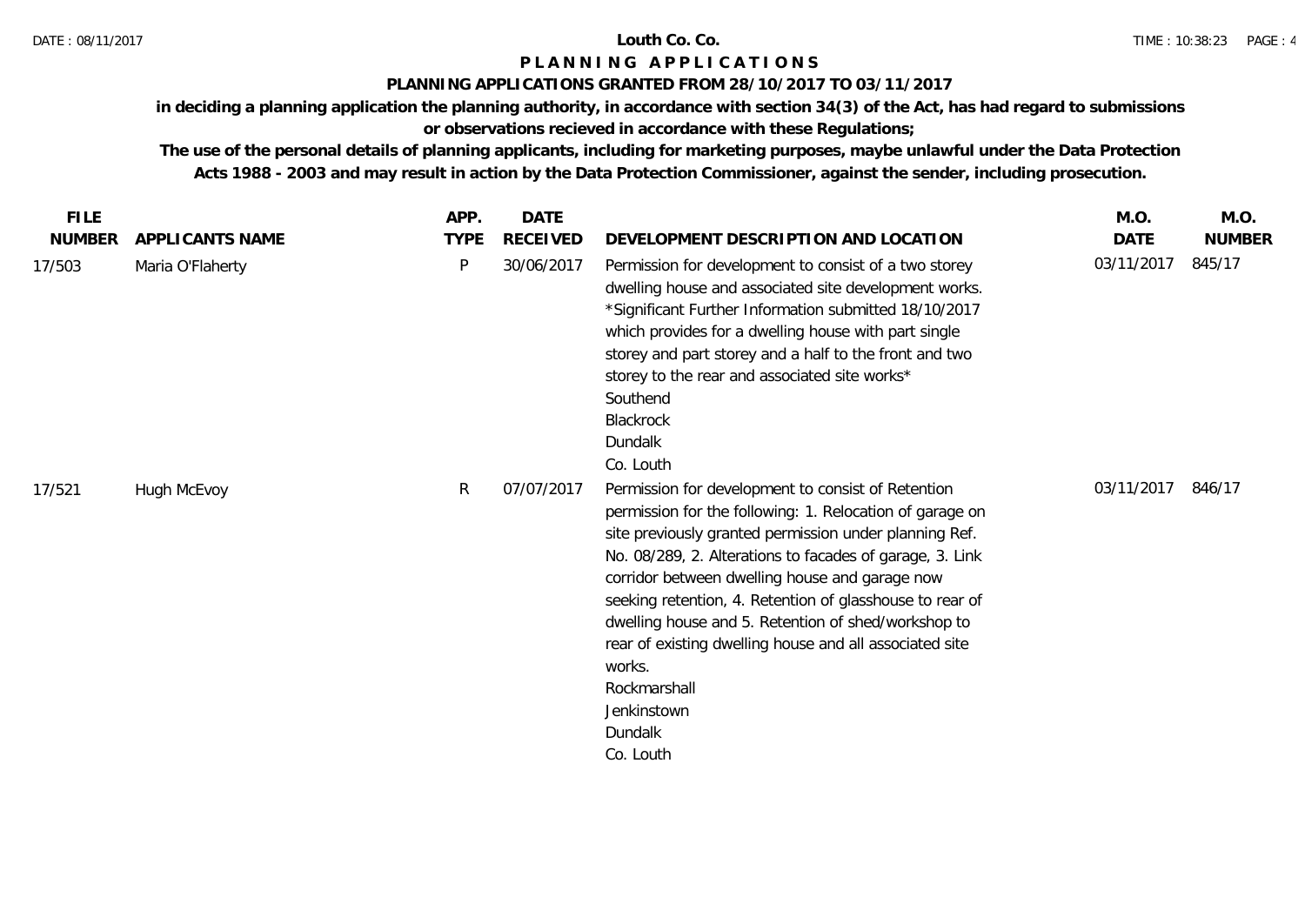# PLANNING APPLICATIONS

**PLANNING APPLICATIONS GRANTED FROM 28/10/2017 TO 03/11/2017**

**in deciding a planning application the planning authority, in accordance with section 34(3) of the Act, has had regard to submissions or observations recieved in accordance with these Regulations;**

**The use of the personal details of planning applicants, including for marketing purposes, maybe unlawful under the Data Protection Acts 1988 - 2003 and may result in action by the Data Protection Commissioner, against the sender, including prosecution.**

| FILE NUMBER | APPLICANTS NAME | APP. TYPE | DATE RECEIVED | DEVELOPMENT DESCRIPTION AND LOCATION | M.O. DATE | M.O. NUMBER |
|---|---|---|---|---|---|---|
| 17/503 | Maria O'Flaherty | P | 30/06/2017 | Permission for development to consist of a two storey dwelling house and associated site development works. *Significant Further Information submitted 18/10/2017 which provides for a dwelling house with part single storey and part storey and a half to the front and two storey to the rear and associated site works* Southend Blackrock Dundalk Co. Louth | 03/11/2017 | 845/17 |
| 17/521 | Hugh McEvoy | R | 07/07/2017 | Permission for development to consist of Retention permission for the following: 1. Relocation of garage on site previously granted permission under planning Ref. No. 08/289, 2. Alterations to facades of garage, 3. Link corridor between dwelling house and garage now seeking retention, 4. Retention of glasshouse to rear of dwelling house and 5. Retention of shed/workshop to rear of existing dwelling house and all associated site works. Rockmarshall Jenkinstown Dundalk Co. Louth | 03/11/2017 | 846/17 |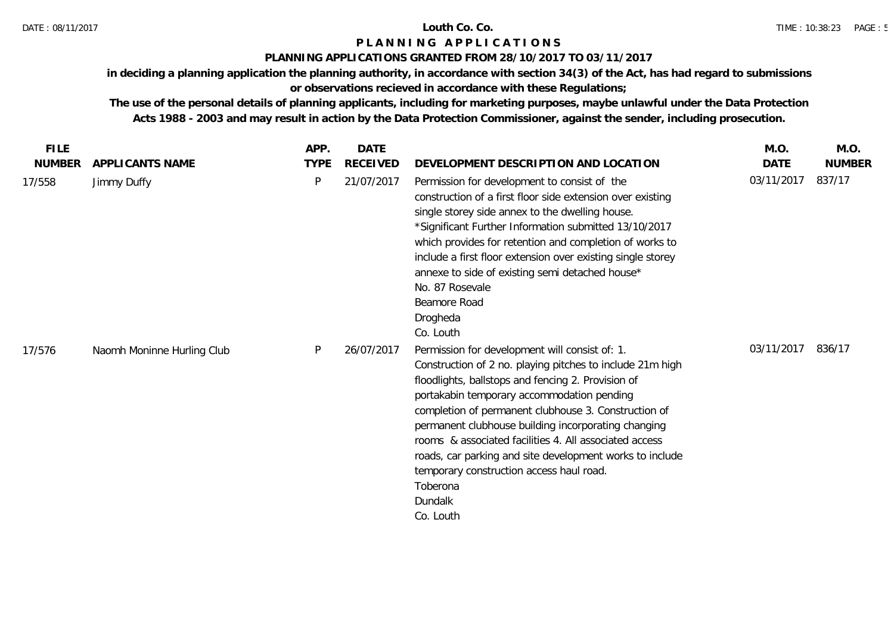# Louth Co. Co.

## P L A N N I N G   A P P L I C A T I O N S

### PLANNING APPLICATIONS GRANTED FROM 28/10/2017 TO 03/11/2017

**in deciding a planning application the planning authority, in accordance with section 34(3) of the Act, has had regard to submissions or observations recieved in accordance with these Regulations;**

**The use of the personal details of planning applicants, including for marketing purposes, maybe unlawful under the Data Protection Acts 1988 - 2003 and may result in action by the Data Protection Commissioner, against the sender, including prosecution.**

| FILE NUMBER | APPLICANTS NAME | APP. TYPE | DATE RECEIVED | DEVELOPMENT DESCRIPTION AND LOCATION | M.O. DATE | M.O. NUMBER |
|---|---|---|---|---|---|---|
| 17/558 | Jimmy Duffy | P | 21/07/2017 | Permission for development to consist of the construction of a first floor side extension over existing single storey side annex to the dwelling house. *Significant Further Information submitted 13/10/2017 which provides for retention and completion of works to include a first floor extension over existing single storey annexe to side of existing semi detached house* No. 87 Rosevale Beamore Road Drogheda Co. Louth | 03/11/2017 | 837/17 |
| 17/576 | Naomh Moninne Hurling Club | P | 26/07/2017 | Permission for development will consist of: 1. Construction of 2 no. playing pitches to include 21m high floodlights, ballstops and fencing 2. Provision of portakabin temporary accommodation pending completion of permanent clubhouse 3. Construction of permanent clubhouse building incorporating changing rooms & associated facilities 4. All associated access roads, car parking and site development works to include temporary construction access haul road. Toberona Dundalk Co. Louth | 03/11/2017 | 836/17 |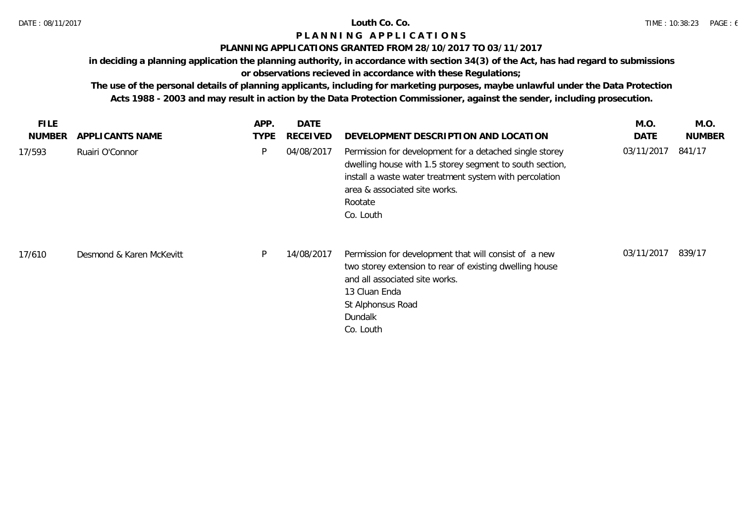# Louth Co. Co.

## PLANNING APPLICATIONS

### PLANNING APPLICATIONS GRANTED FROM 28/10/2017 TO 03/11/2017

**in deciding a planning application the planning authority, in accordance with section 34(3) of the Act, has had regard to submissions or observations recieved in accordance with these Regulations;**

**The use of the personal details of planning applicants, including for marketing purposes, maybe unlawful under the Data Protection Acts 1988 - 2003 and may result in action by the Data Protection Commissioner, against the sender, including prosecution.**

| FILE NUMBER | APPLICANTS NAME | APP. TYPE | DATE RECEIVED | DEVELOPMENT DESCRIPTION AND LOCATION | M.O. DATE | M.O. NUMBER |
|---|---|---|---|---|---|---|
| 17/593 | Ruairi O'Connor | P | 04/08/2017 | Permission for development for a detached single storey dwelling house with 1.5 storey segment to south section, install a waste water treatment system with percolation area & associated site works. Rootate Co. Louth | 03/11/2017 | 841/17 |
| 17/610 | Desmond & Karen McKevitt | P | 14/08/2017 | Permission for development that will consist of a new two storey extension to rear of existing dwelling house and all associated site works. 13 Cluan Enda St Alphonsus Road Dundalk Co. Louth | 03/11/2017 | 839/17 |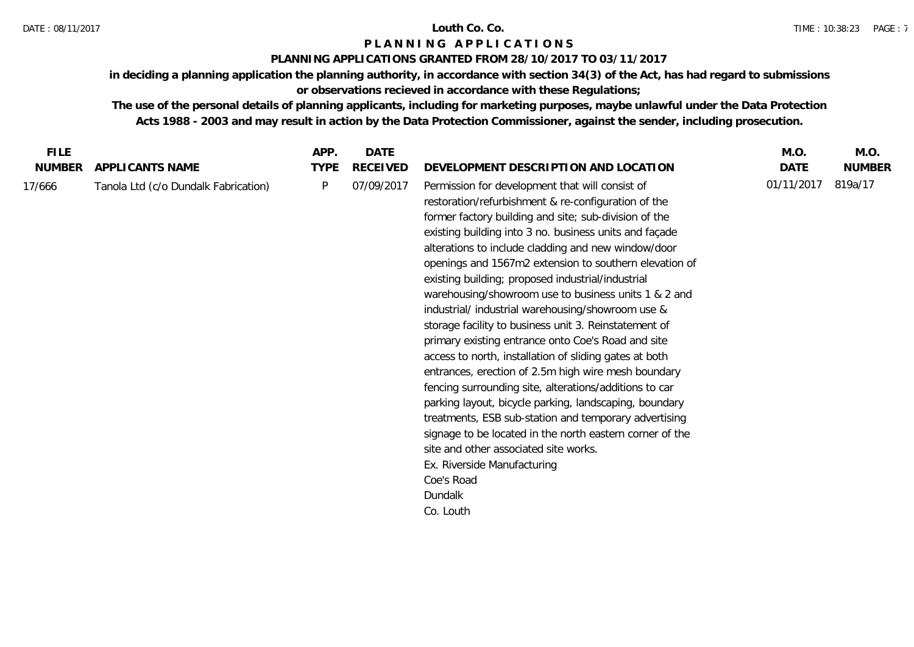**Louth Co. Co.**

**PLANNING APPLICATIONS**

**PLANNING APPLICATIONS GRANTED FROM 28/10/2017 TO 03/11/2017**

**in deciding a planning application the planning authority, in accordance with section 34(3) of the Act, has had regard to submissions or observations recieved in accordance with these Regulations;**

**The use of the personal details of planning applicants, including for marketing purposes, maybe unlawful under the Data Protection Acts 1988 - 2003 and may result in action by the Data Protection Commissioner, against the sender, including prosecution.**

| FILE NUMBER | APPLICANTS NAME | APP. TYPE | DATE RECEIVED | DEVELOPMENT DESCRIPTION AND LOCATION | M.O. DATE | M.O. NUMBER |
|---|---|---|---|---|---|---|
| 17/666 | Tanola Ltd (c/o Dundalk Fabrication) | P | 07/09/2017 | Permission for development that will consist of restoration/refurbishment & re-configuration of the former factory building and site; sub-division of the existing building into 3 no. business units and façade alterations to include cladding and new window/door openings and 1567m2 extension to southern elevation of existing building; proposed industrial/industrial warehousing/showroom use to business units 1 & 2 and industrial/ industrial warehousing/showroom use & storage facility to business unit 3. Reinstatement of primary existing entrance onto Coe's Road and site access to north, installation of sliding gates at both entrances, erection of 2.5m high wire mesh boundary fencing surrounding site, alterations/additions to car parking layout, bicycle parking, landscaping, boundary treatments, ESB sub-station and temporary advertising signage to be located in the north eastern corner of the site and other associated site works. Ex. Riverside Manufacturing Coe's Road Dundalk Co. Louth | 01/11/2017 | 819a/17 |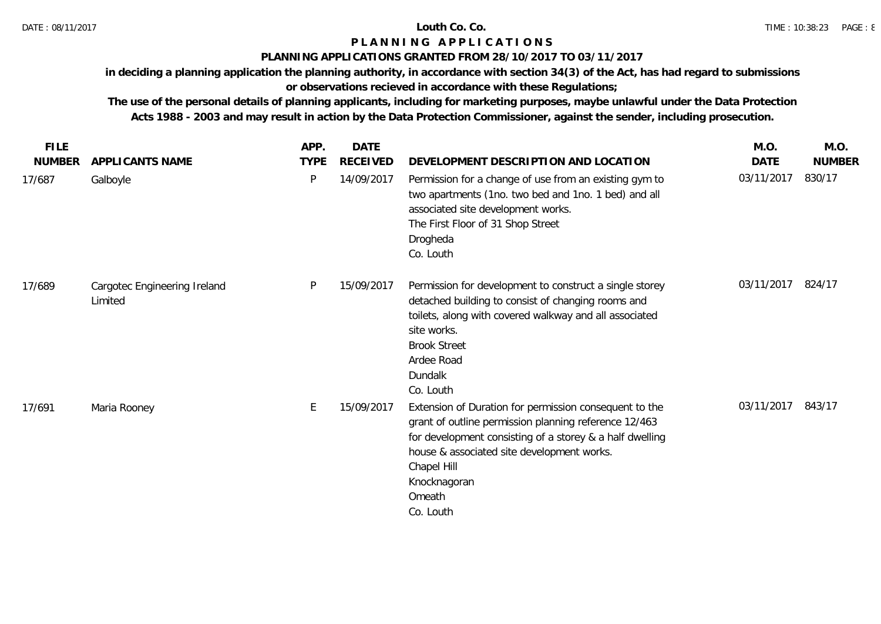**Louth Co. Co.**

**P L A N N I N G   A P P L I C A T I O N S**

**PLANNING APPLICATIONS GRANTED FROM 28/10/2017 TO 03/11/2017**

**in deciding a planning application the planning authority, in accordance with section 34(3) of the Act, has had regard to submissions or observations recieved in accordance with these Regulations;**

**The use of the personal details of planning applicants, including for marketing purposes, maybe unlawful under the Data Protection Acts 1988 - 2003 and may result in action by the Data Protection Commissioner, against the sender, including prosecution.**

| FILE NUMBER | APPLICANTS NAME | APP. TYPE | DATE RECEIVED | DEVELOPMENT DESCRIPTION AND LOCATION | M.O. DATE | M.O. NUMBER |
|---|---|---|---|---|---|---|
| 17/687 | Galboyle | P | 14/09/2017 | Permission for a change of use from an existing gym to two apartments (1no. two bed and 1no. 1 bed) and all associated site development works.<br>The First Floor of 31 Shop Street<br>Drogheda<br>Co. Louth | 03/11/2017 | 830/17 |
| 17/689 | Cargotec Engineering Ireland Limited | P | 15/09/2017 | Permission for development to construct a single storey detached building to consist of changing rooms and toilets, along with covered walkway and all associated site works.<br>Brook Street<br>Ardee Road<br>Dundalk<br>Co. Louth | 03/11/2017 | 824/17 |
| 17/691 | Maria Rooney | E | 15/09/2017 | Extension of Duration for permission consequent to the grant of outline permission planning reference 12/463 for development consisting of a storey & a half dwelling house & associated site development works.<br>Chapel Hill<br>Knocknagoran<br>Omeath<br>Co. Louth | 03/11/2017 | 843/17 |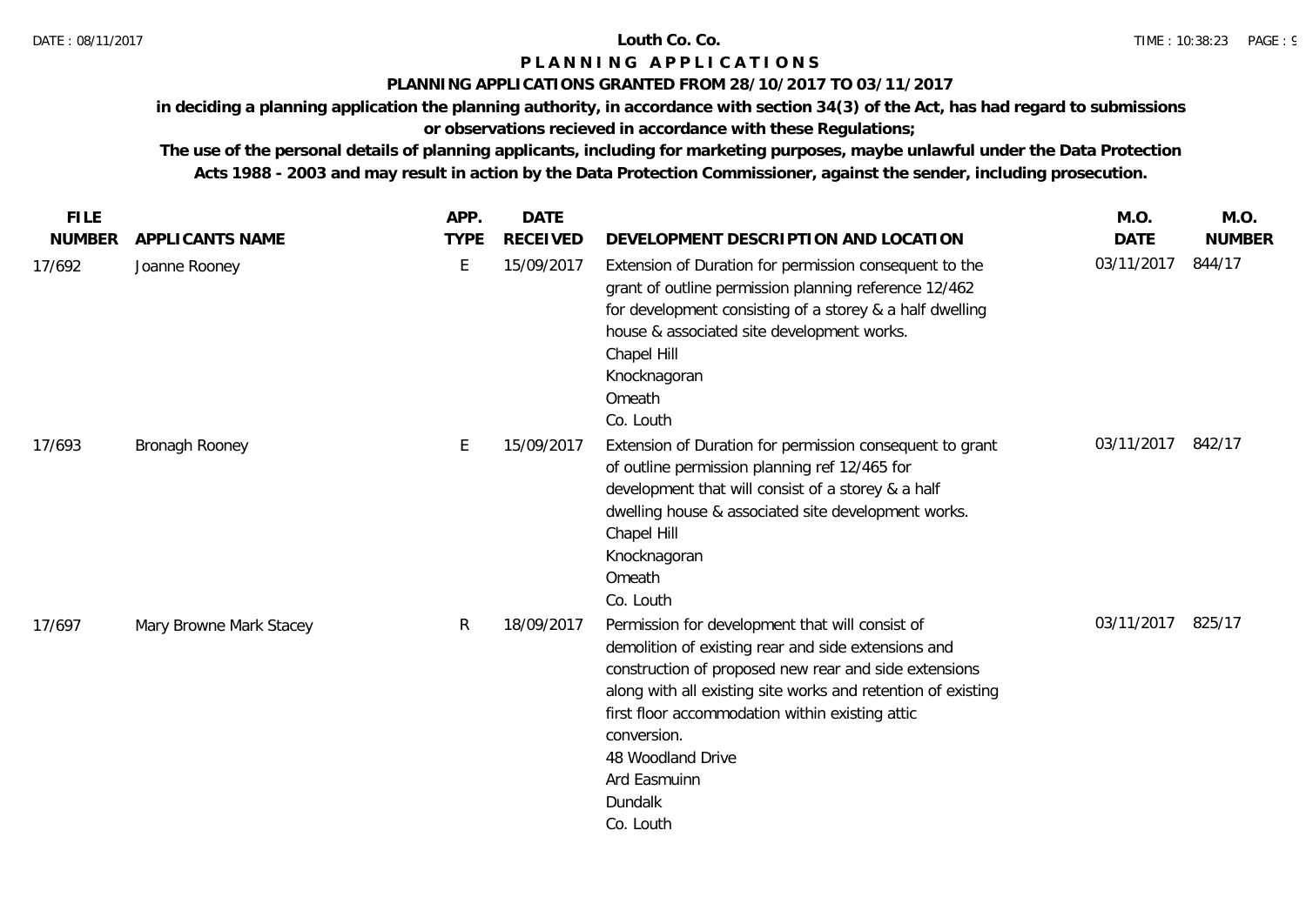# PLANNING APPLICATIONS

## PLANNING APPLICATIONS GRANTED FROM 28/10/2017 TO 03/11/2017

**in deciding a planning application the planning authority, in accordance with section 34(3) of the Act, has had regard to submissions or observations recieved in accordance with these Regulations;**

**The use of the personal details of planning applicants, including for marketing purposes, maybe unlawful under the Data Protection Acts 1988 - 2003 and may result in action by the Data Protection Commissioner, against the sender, including prosecution.**

| FILE NUMBER | APPLICANTS NAME | APP. TYPE | DATE RECEIVED | DEVELOPMENT DESCRIPTION AND LOCATION | M.O. DATE | M.O. NUMBER |
|---|---|---|---|---|---|---|
| 17/692 | Joanne Rooney | E | 15/09/2017 | Extension of Duration for permission consequent to the grant of outline permission planning reference 12/462 for development consisting of a storey & a half dwelling house & associated site development works.<br>Chapel Hill<br>Knocknagoran<br>Omeath<br>Co. Louth | 03/11/2017 | 844/17 |
| 17/693 | Bronagh Rooney | E | 15/09/2017 | Extension of Duration for permission consequent to grant of outline permission planning ref 12/465 for development that will consist of a storey & a half dwelling house & associated site development works.<br>Chapel Hill<br>Knocknagoran<br>Omeath<br>Co. Louth | 03/11/2017 | 842/17 |
| 17/697 | Mary Browne Mark Stacey | R | 18/09/2017 | Permission for development that will consist of demolition of existing rear and side extensions and construction of proposed new rear and side extensions along with all existing site works and retention of existing first floor accommodation within existing attic conversion.<br>48 Woodland Drive<br>Ard Easmuinn<br>Dundalk<br>Co. Louth | 03/11/2017 | 825/17 |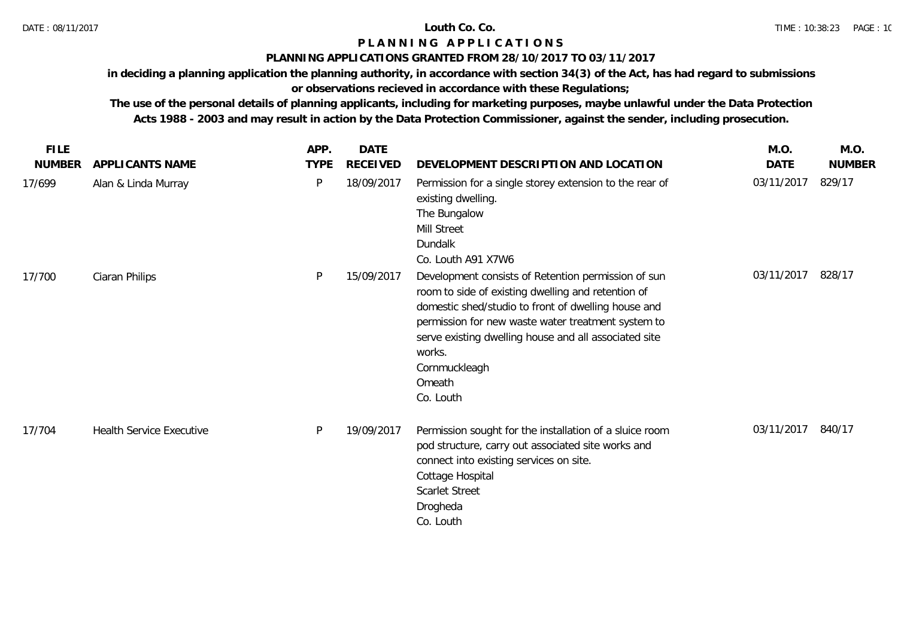**Louth Co. Co.**

# PLANNING APPLICATIONS

## PLANNING APPLICATIONS GRANTED FROM 28/10/2017 TO 03/11/2017

**in deciding a planning application the planning authority, in accordance with section 34(3) of the Act, has had regard to submissions or observations recieved in accordance with these Regulations;**

**The use of the personal details of planning applicants, including for marketing purposes, maybe unlawful under the Data Protection Acts 1988 - 2003 and may result in action by the Data Protection Commissioner, against the sender, including prosecution.**

| FILE NUMBER | APPLICANTS NAME | APP. TYPE | DATE RECEIVED | DEVELOPMENT DESCRIPTION AND LOCATION | M.O. DATE | M.O. NUMBER |
|---|---|---|---|---|---|---|
| 17/699 | Alan & Linda Murray | P | 18/09/2017 | Permission for a single storey extension to the rear of existing dwelling.<br>The Bungalow<br>Mill Street<br>Dundalk<br>Co. Louth A91 X7W6 | 03/11/2017 | 829/17 |
| 17/700 | Ciaran Philips | P | 15/09/2017 | Development consists of Retention permission of sun room to side of existing dwelling and retention of domestic shed/studio to front of dwelling house and permission for new waste water treatment system to serve existing dwelling house and all associated site works.<br>Cornmuckleagh<br>Omeath<br>Co. Louth | 03/11/2017 | 828/17 |
| 17/704 | Health Service Executive | P | 19/09/2017 | Permission sought for the installation of a sluice room pod structure, carry out associated site works and connect into existing services on site.<br>Cottage Hospital<br>Scarlet Street<br>Drogheda<br>Co. Louth | 03/11/2017 | 840/17 |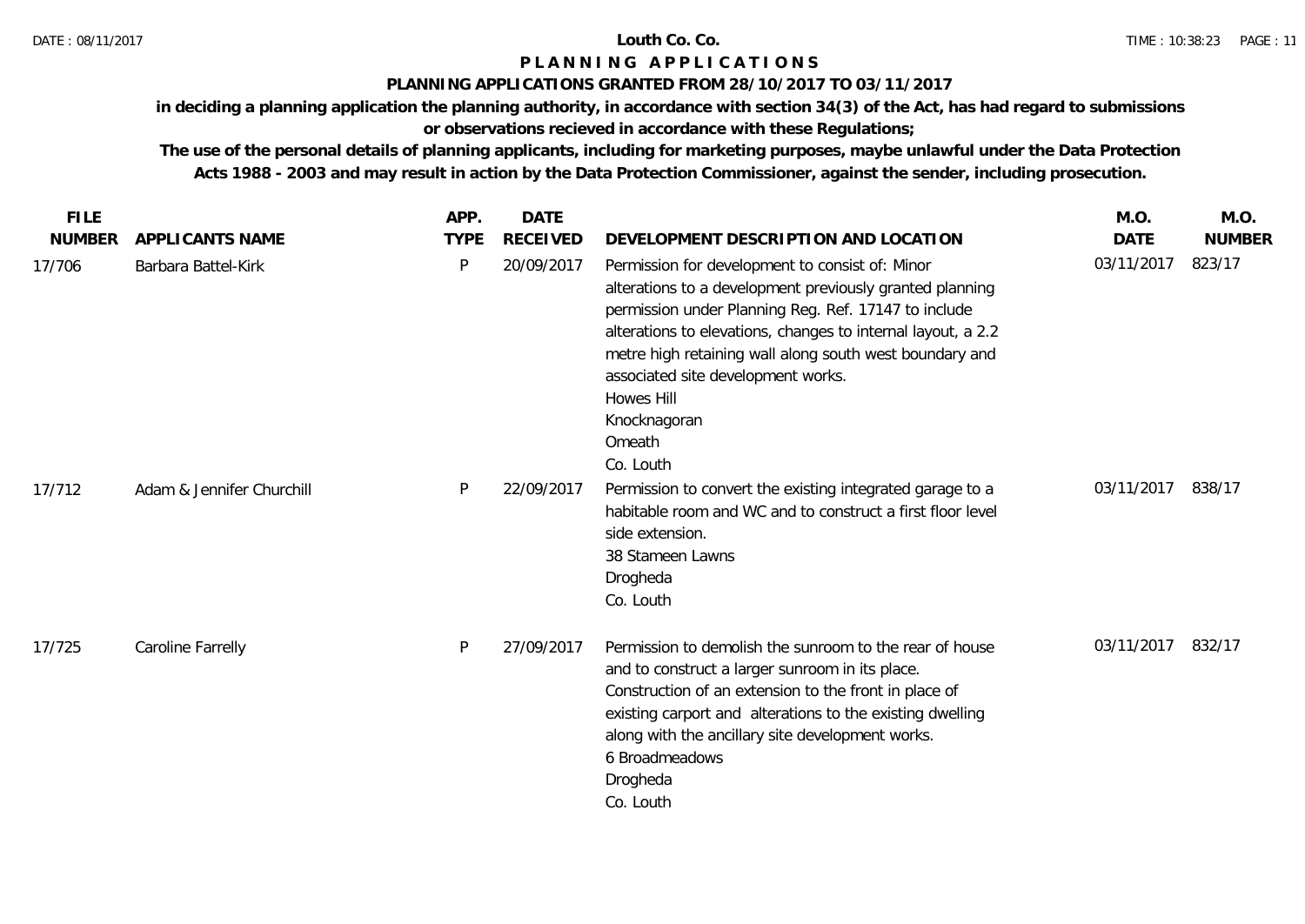# Louth Co. Co.

## PLANNING APPLICATIONS

### PLANNING APPLICATIONS GRANTED FROM 28/10/2017 TO 03/11/2017

**in deciding a planning application the planning authority, in accordance with section 34(3) of the Act, has had regard to submissions or observations recieved in accordance with these Regulations;**

**The use of the personal details of planning applicants, including for marketing purposes, maybe unlawful under the Data Protection Acts 1988 - 2003 and may result in action by the Data Protection Commissioner, against the sender, including prosecution.**

| FILE NUMBER | APPLICANTS NAME | APP. TYPE | DATE RECEIVED | DEVELOPMENT DESCRIPTION AND LOCATION | M.O. DATE | M.O. NUMBER |
|---|---|---|---|---|---|---|
| 17/706 | Barbara Battel-Kirk | P | 20/09/2017 | Permission for development to consist of: Minor alterations to a development previously granted planning permission under Planning Reg. Ref. 17147 to include alterations to elevations, changes to internal layout, a 2.2 metre high retaining wall along south west boundary and associated site development works.<br>Howes Hill<br>Knocknagoran<br>Omeath<br>Co. Louth | 03/11/2017 | 823/17 |
| 17/712 | Adam & Jennifer Churchill | P | 22/09/2017 | Permission to convert the existing integrated garage to a habitable room and WC and to construct a first floor level side extension.<br>38 Stameen Lawns<br>Drogheda<br>Co. Louth | 03/11/2017 | 838/17 |
| 17/725 | Caroline Farrelly | P | 27/09/2017 | Permission to demolish the sunroom to the rear of house and to construct a larger sunroom in its place. Construction of an extension to the front in place of existing carport and alterations to the existing dwelling along with the ancillary site development works.<br>6 Broadmeadows<br>Drogheda<br>Co. Louth | 03/11/2017 | 832/17 |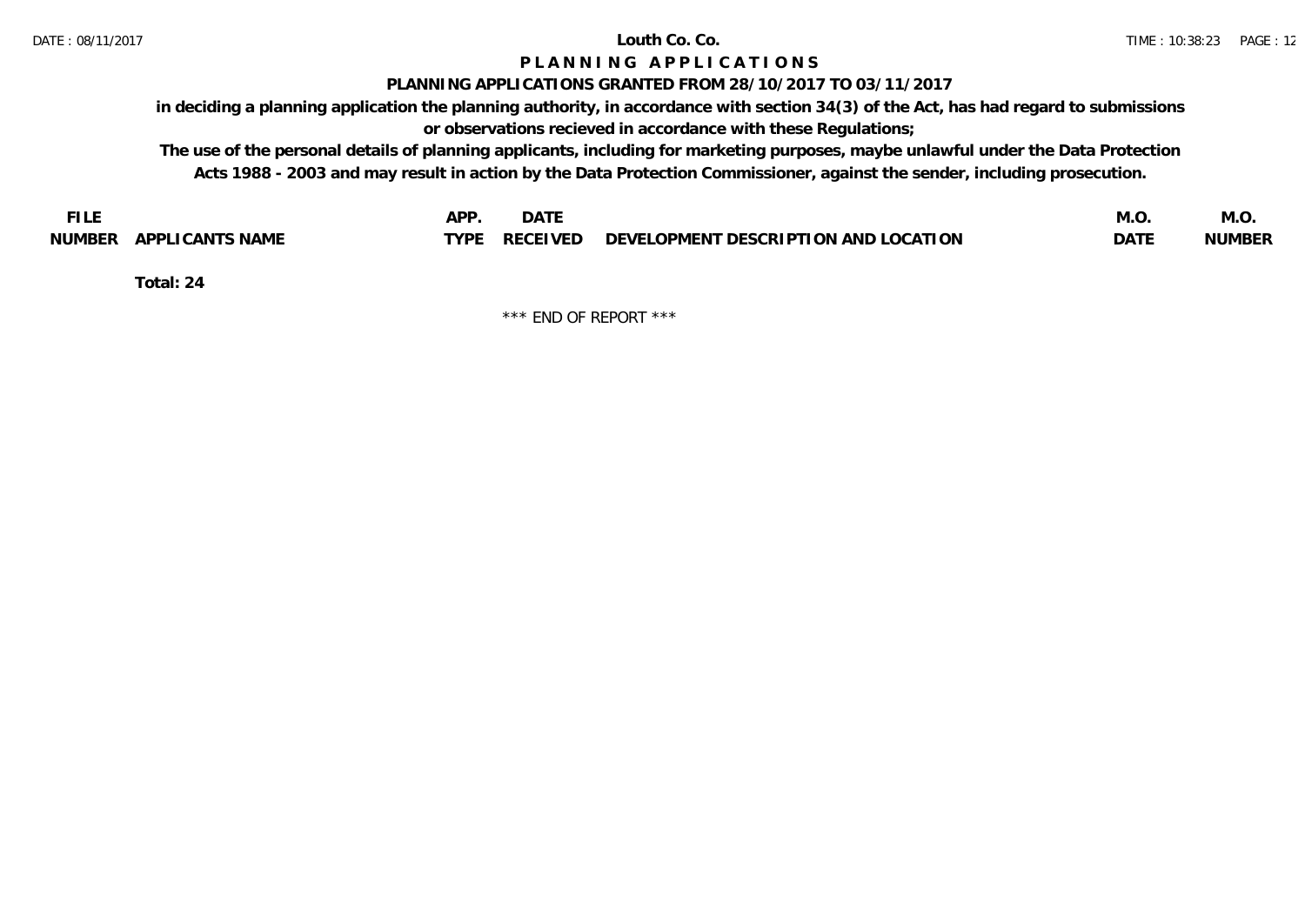# Louth Co. Co.

## P L A N N I N G   A P P L I C A T I O N S

### PLANNING APPLICATIONS GRANTED FROM 28/10/2017 TO 03/11/2017

**in deciding a planning application the planning authority, in accordance with section 34(3) of the Act, has had regard to submissions or observations recieved in accordance with these Regulations;**

**The use of the personal details of planning applicants, including for marketing purposes, maybe unlawful under the Data Protection Acts 1988 - 2003 and may result in action by the Data Protection Commissioner, against the sender, including prosecution.**

| FILE NUMBER | APPLICANTS NAME | APP. TYPE | DATE RECEIVED | DEVELOPMENT DESCRIPTION AND LOCATION | M.O. DATE | M.O. NUMBER |
|---|---|---|---|---|---|---|

**Total: 24**

\*\*\* END OF REPORT \*\*\*